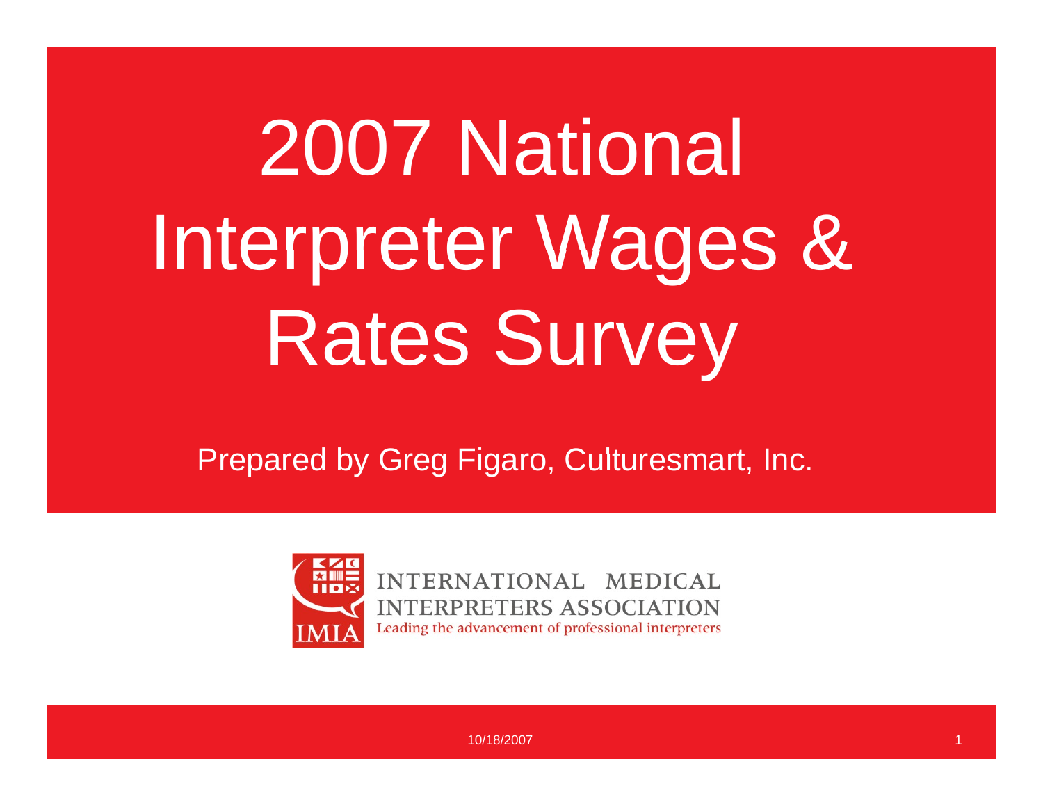# 2007 National Interpreter Wages & Rates Survey

Prepared by Greg Figaro, Culturesmart, Inc.

INTERNATIONAL MEDICAL INTERPRETERS ASSOCIATION

Leading the advancement of professional interpreters

IMIA

10/18/2007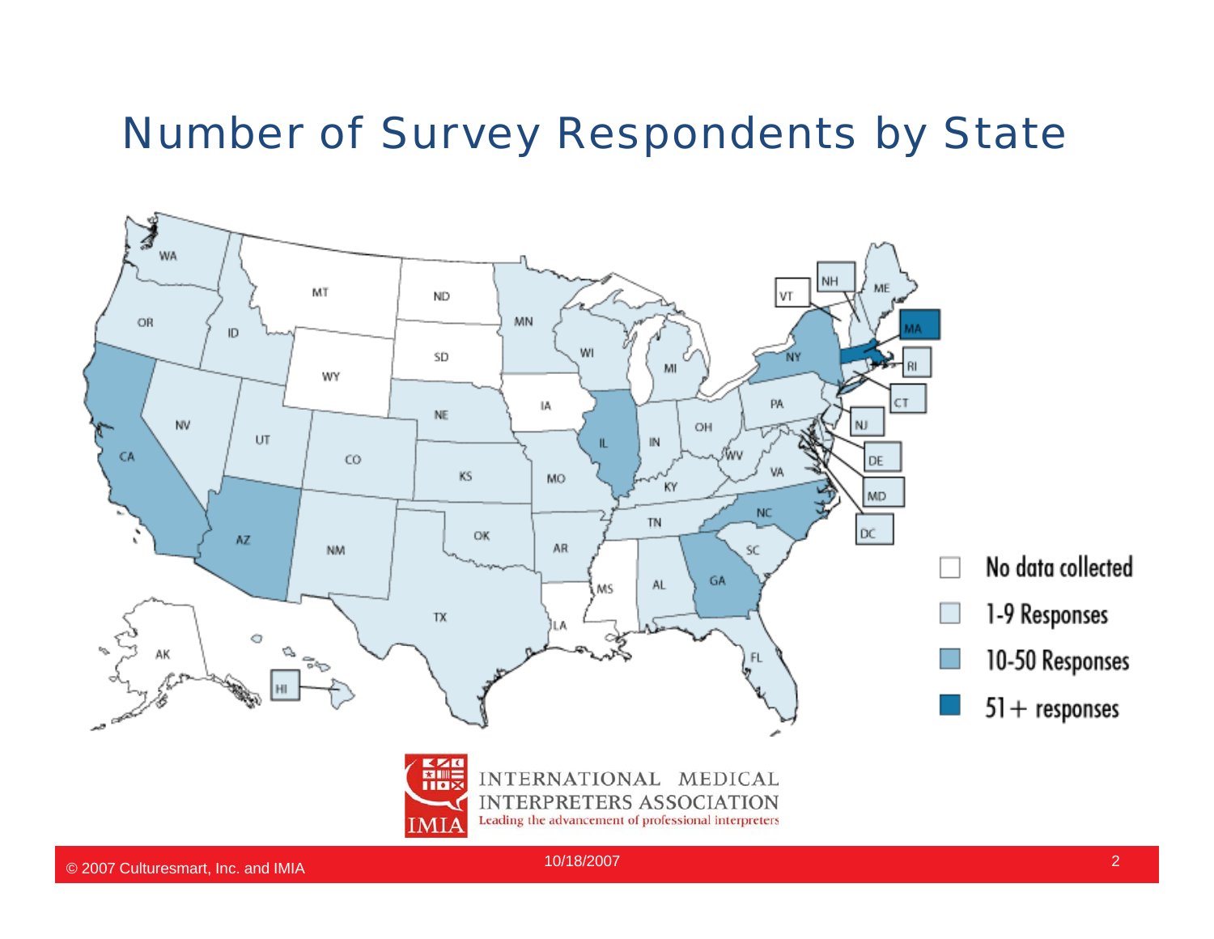# Number of Survey Respondents by State

- No data collected
- 1-9 Responses
- 10-50 Responses
- 51+ responses

INTERNATIONAL MEDICAL INTERPRETERS ASSOCIATION

Leading the advancement of professional interpreters

© 2007 Culturesmart, Inc. and IMIA

10/18/2007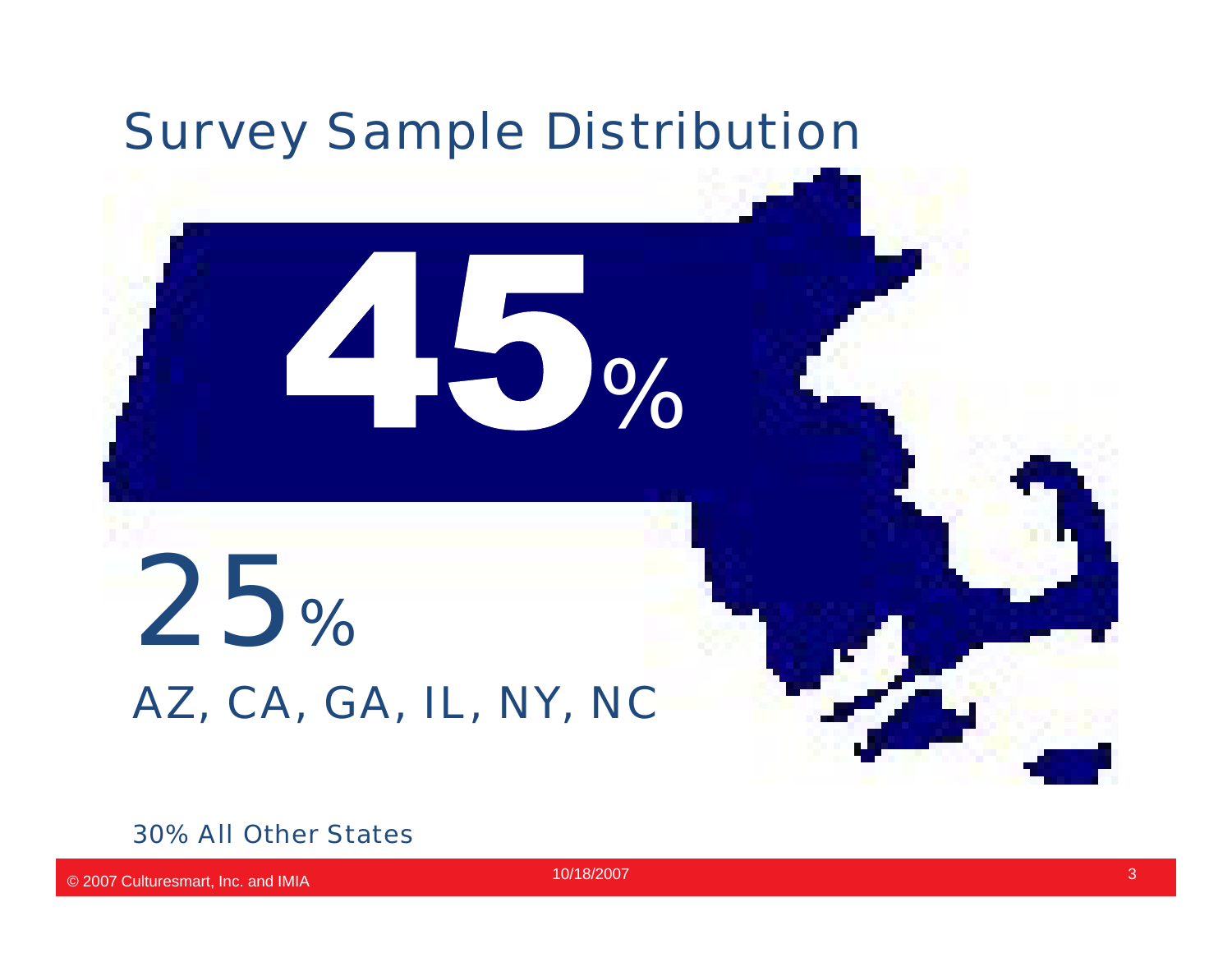# Survey Sample Distribution

**45%**

25%

AZ, CA, GA, IL, NY, NC

30% All Other States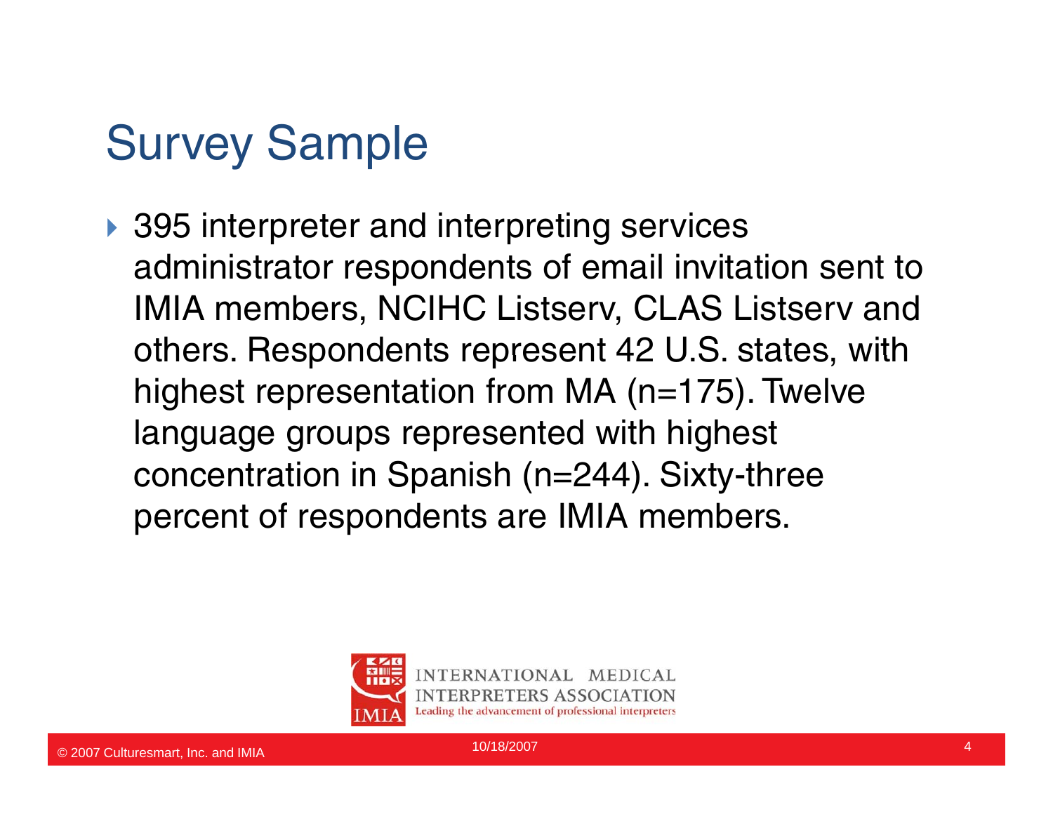# Survey Sample

- 395 interpreter and interpreting services administrator respondents of email invitation sent to IMIA members, NCIHC Listserv, CLAS Listserv and others. Respondents represent 42 U.S. states, with highest representation from MA (n=175). Twelve language groups represented with highest concentration in Spanish (n=244). Sixty-three percent of respondents are IMIA members.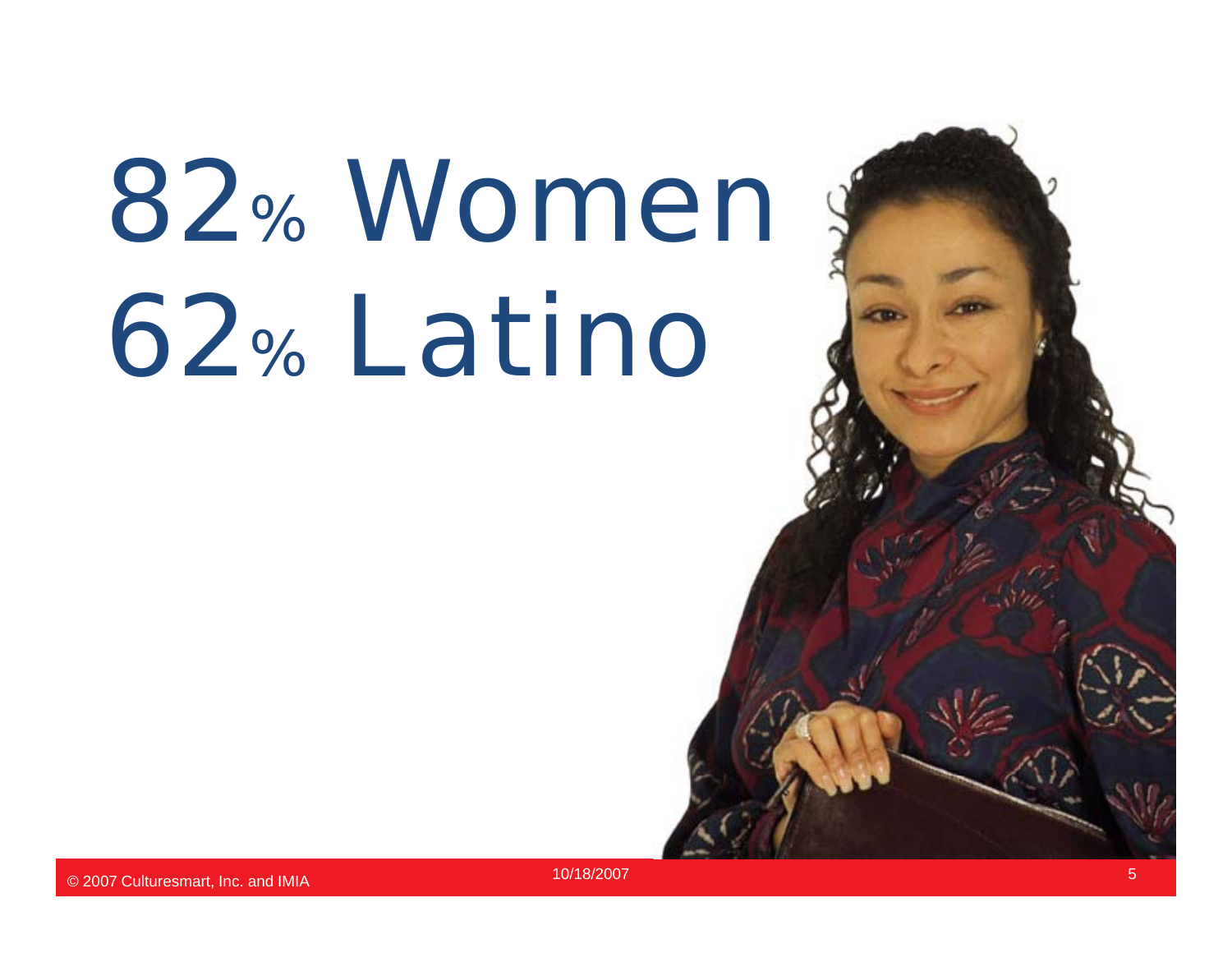# 82% Women
# 62% Latino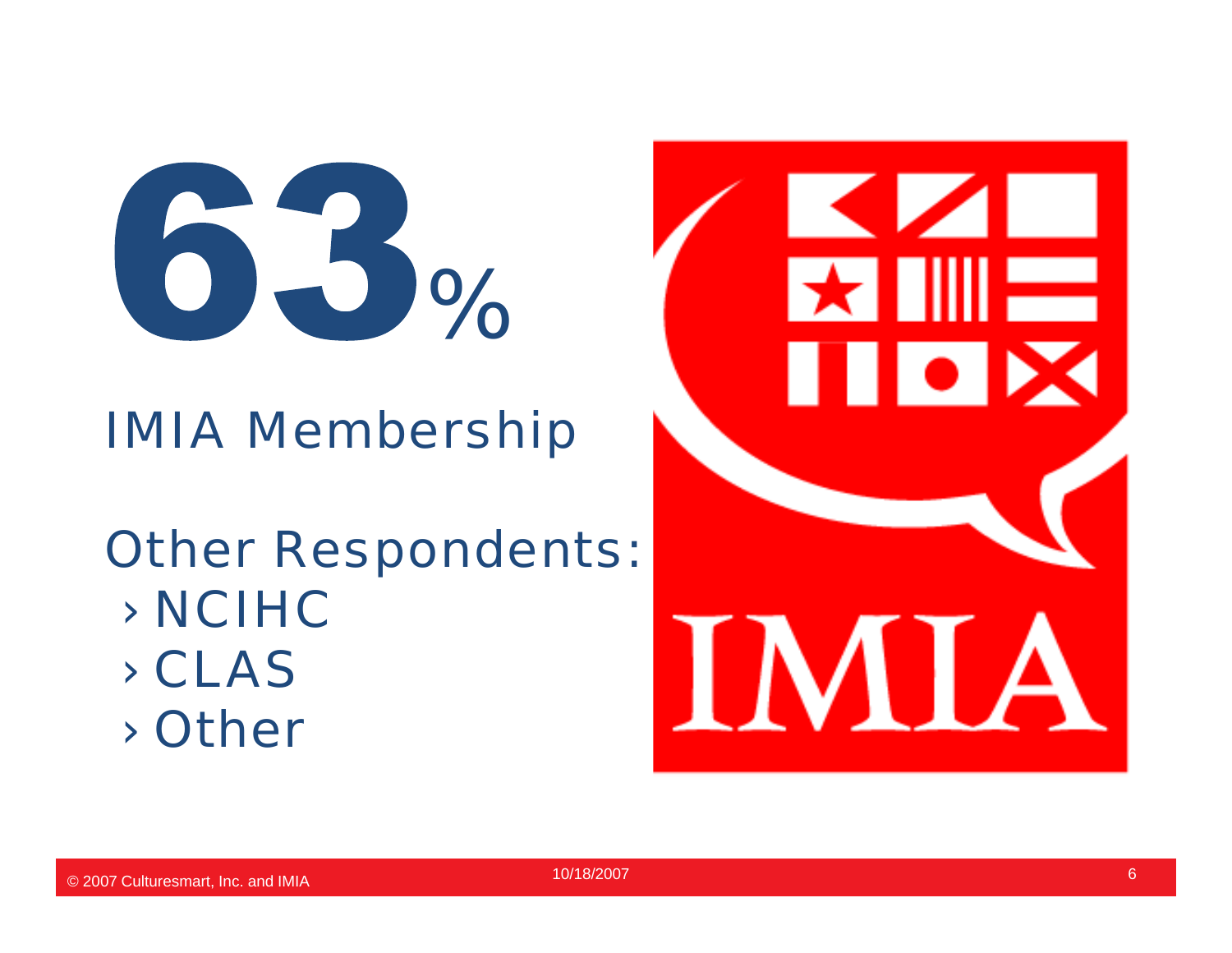# 63%

IMIA Membership

Other Respondents:

- NCIHC
- CLAS
- Other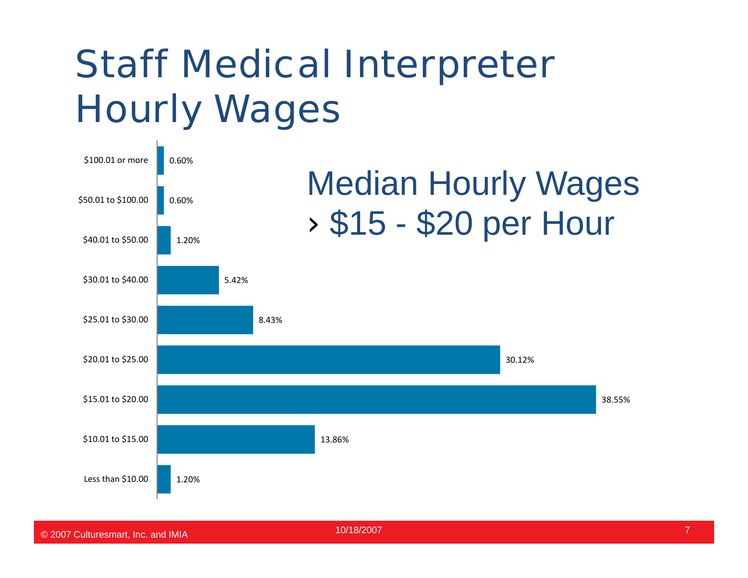# Staff Medical Interpreter Hourly Wages

| Hourly Wage | Percentage |
|---|---|
| $100.01 or more | 0.60% |
| $50.01 to $100.00 | 0.60% |
| $40.01 to $50.00 | 1.20% |
| $30.01 to $40.00 | 5.42% |
| $25.01 to $30.00 | 8.43% |
| $20.01 to $25.00 | 30.12% |
| $15.01 to $20.00 | 38.55% |
| $10.01 to $15.00 | 13.86% |
| Less than $10.00 | 1.20% |

## Median Hourly Wages

- $15 - $20 per Hour

© 2007 Culturesmart, Inc. and IMIA

10/18/2007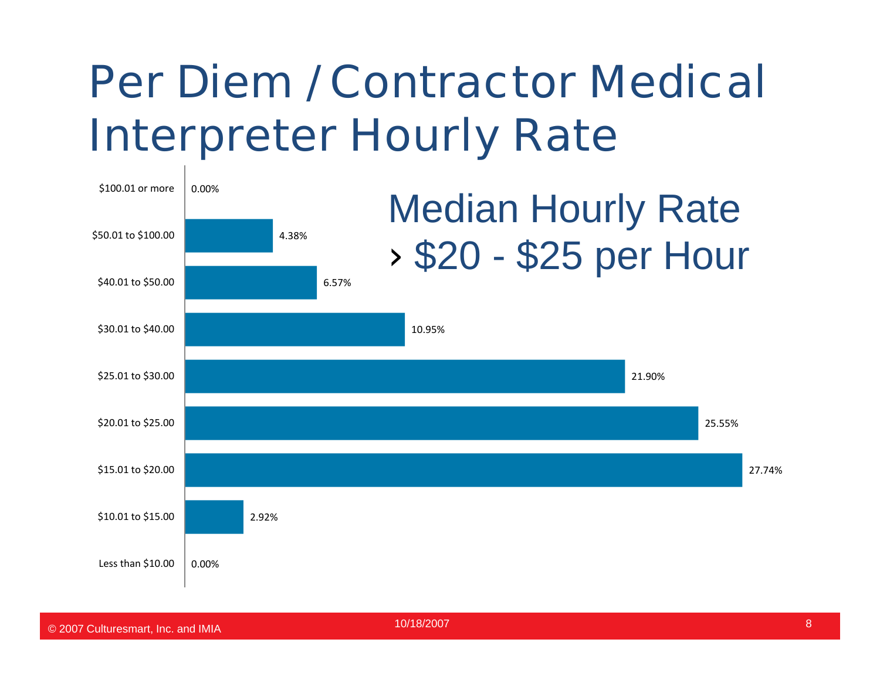# Per Diem / Contractor Medical Interpreter Hourly Rate

| Hourly Rate | Percentage |
| --- | --- |
| $100.01 or more | 0.00% |
| $50.01 to $100.00 | 4.38% |
| $40.01 to $50.00 | 6.57% |
| $30.01 to $40.00 | 10.95% |
| $25.01 to $30.00 | 21.90% |
| $20.01 to $25.00 | 25.55% |
| $15.01 to $20.00 | 27.74% |
| $10.01 to $15.00 | 2.92% |
| Less than $10.00 | 0.00% |

## Median Hourly Rate

- $20 - $25 per Hour

© 2007 Culturesmart, Inc. and IMIA

10/18/2007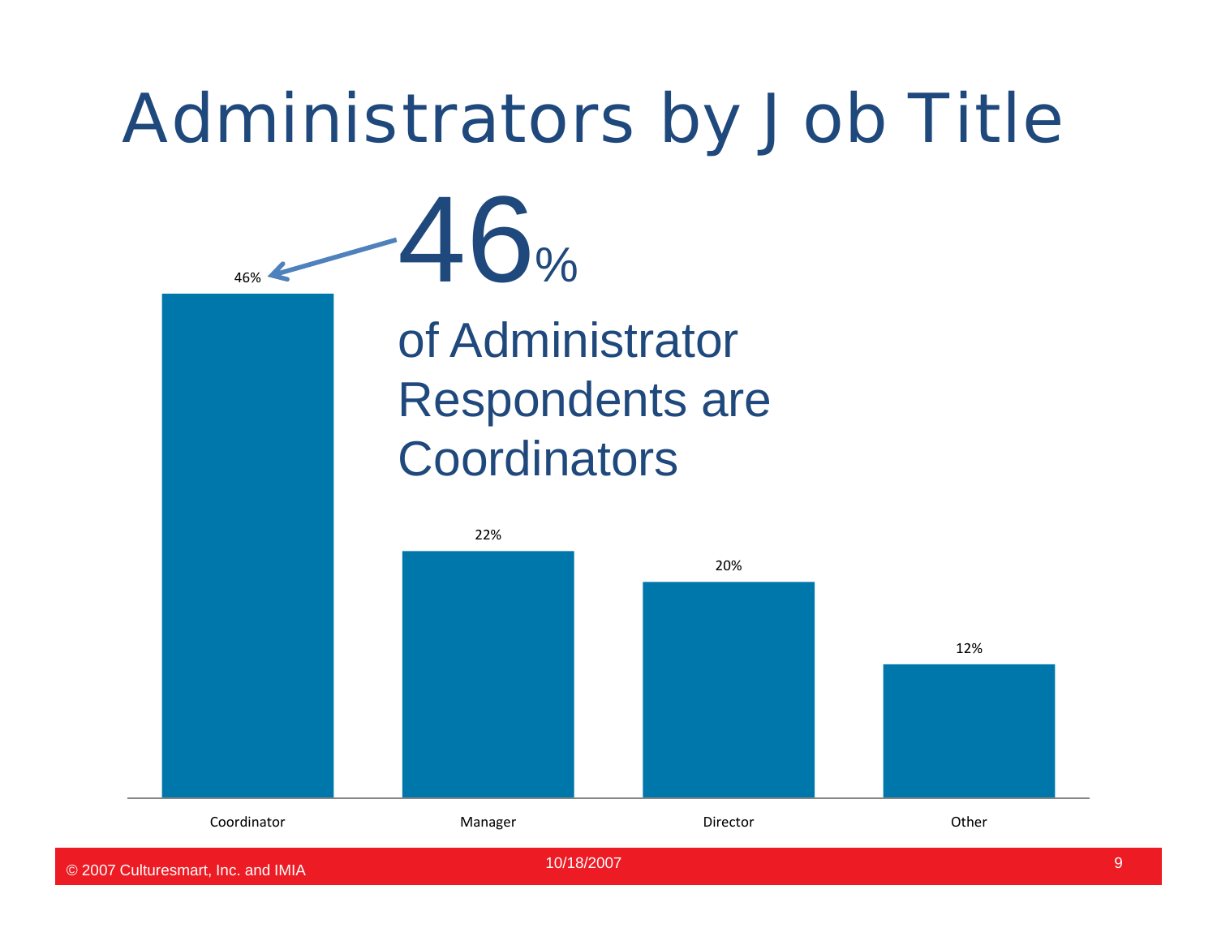# Administrators by Job Title

**46%** of Administrator Respondents are Coordinators

| Job Title | Percentage |
|---|---|
| Coordinator | 46% |
| Manager | 22% |
| Director | 20% |
| Other | 12% |

© 2007 Culturesmart, Inc. and IMIA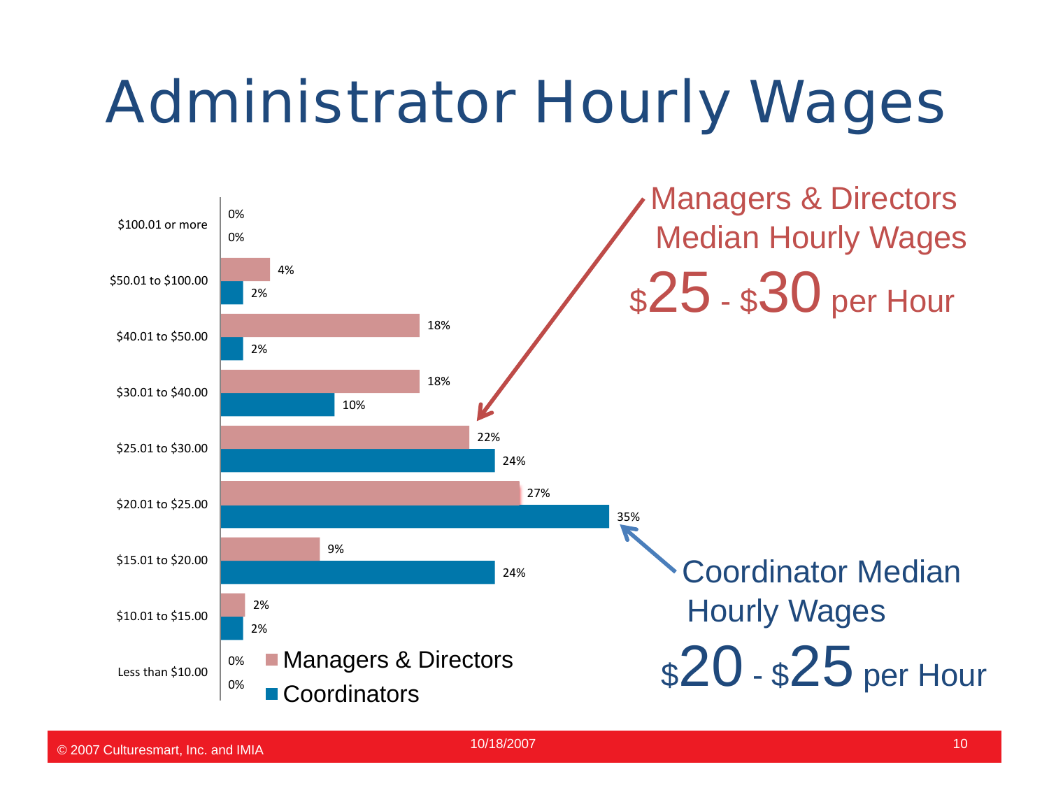# Administrator Hourly Wages

$100.01 or more
0%
0%

$50.01 to $100.00
4%
2%

$40.01 to $50.00
18%
2%

$30.01 to $40.00
18%
10%

$25.01 to $30.00
22%
24%

$20.01 to $25.00
27%
35%

$15.01 to $20.00
9%
24%

$10.01 to $15.00
2%
2%

Less than $10.00
0%
0%

Managers & Directors

Coordinators

Managers & Directors Median Hourly Wages

$25 - $30 per Hour

Coordinator Median Hourly Wages

$20 - $25 per Hour

© 2007 Culturesmart, Inc. and IMIA

10/18/2007